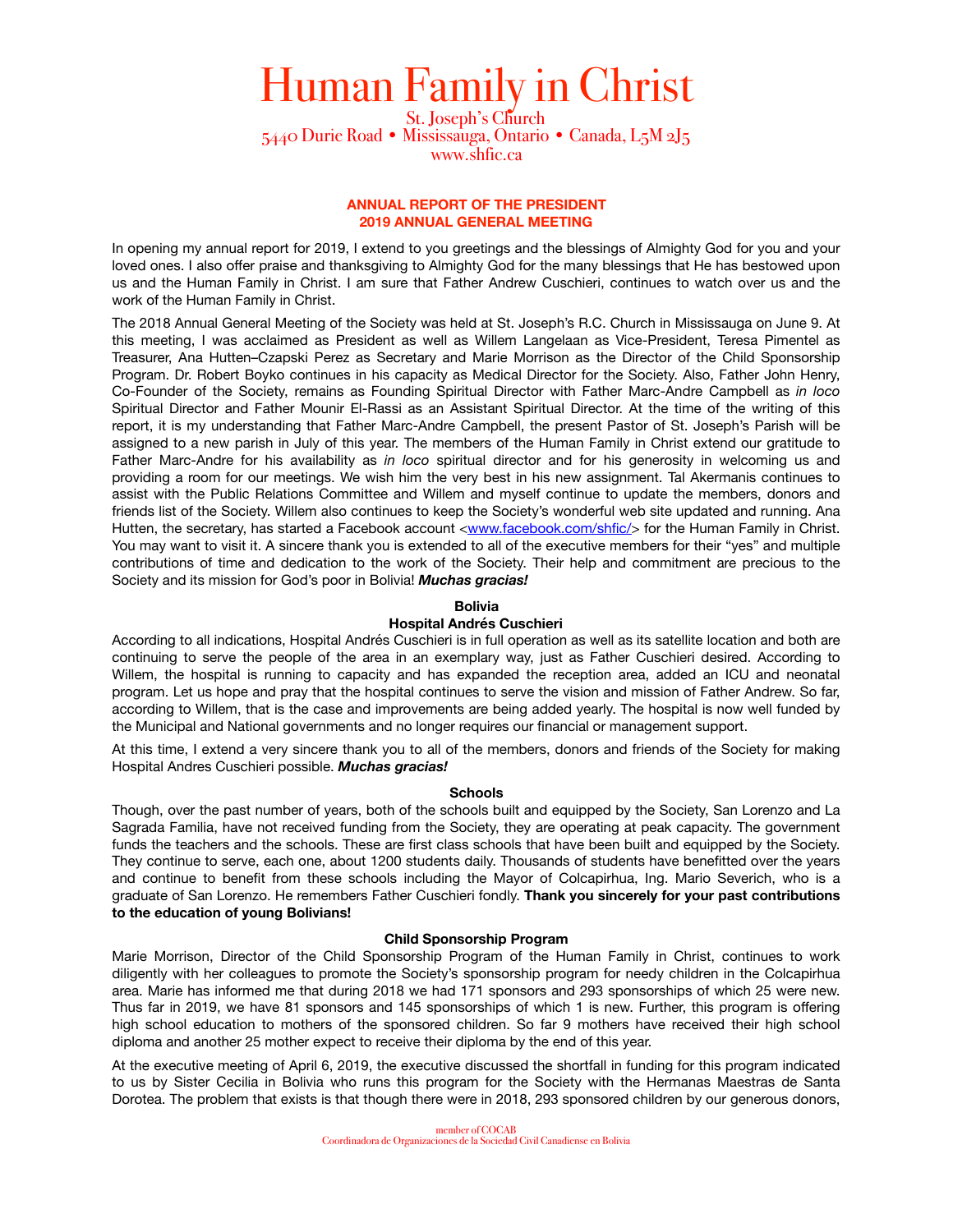# Human Family in Christ

St. Joseph's Church
5440 Durie Road • Mississauga, Ontario • Canada, L5M 2J5
www.shfic.ca

## ANNUAL REPORT OF THE PRESIDENT
## 2019 ANNUAL GENERAL MEETING

In opening my annual report for 2019, I extend to you greetings and the blessings of Almighty God for you and your loved ones. I also offer praise and thanksgiving to Almighty God for the many blessings that He has bestowed upon us and the Human Family in Christ. I am sure that Father Andrew Cuschieri, continues to watch over us and the work of the Human Family in Christ.

The 2018 Annual General Meeting of the Society was held at St. Joseph's R.C. Church in Mississauga on June 9. At this meeting, I was acclaimed as President as well as Willem Langelaan as Vice-President, Teresa Pimentel as Treasurer, Ana Hutten–Czapski Perez as Secretary and Marie Morrison as the Director of the Child Sponsorship Program. Dr. Robert Boyko continues in his capacity as Medical Director for the Society. Also, Father John Henry, Co-Founder of the Society, remains as Founding Spiritual Director with Father Marc-Andre Campbell as *in loco* Spiritual Director and Father Mounir El-Rassi as an Assistant Spiritual Director. At the time of the writing of this report, it is my understanding that Father Marc-Andre Campbell, the present Pastor of St. Joseph's Parish will be assigned to a new parish in July of this year. The members of the Human Family in Christ extend our gratitude to Father Marc-Andre for his availability as *in loco* spiritual director and for his generosity in welcoming us and providing a room for our meetings. We wish him the very best in his new assignment. Tal Akermanis continues to assist with the Public Relations Committee and Willem and myself continue to update the members, donors and friends list of the Society. Willem also continues to keep the Society's wonderful web site updated and running. Ana Hutten, the secretary, has started a Facebook account <www.facebook.com/shfic/> for the Human Family in Christ. You may want to visit it. A sincere thank you is extended to all of the executive members for their "yes" and multiple contributions of time and dedication to the work of the Society. Their help and commitment are precious to the Society and its mission for God's poor in Bolivia! ***Muchas gracias!***

### Bolivia
### Hospital Andrés Cuschieri

According to all indications, Hospital Andrés Cuschieri is in full operation as well as its satellite location and both are continuing to serve the people of the area in an exemplary way, just as Father Cuschieri desired. According to Willem, the hospital is running to capacity and has expanded the reception area, added an ICU and neonatal program. Let us hope and pray that the hospital continues to serve the vision and mission of Father Andrew. So far, according to Willem, that is the case and improvements are being added yearly. The hospital is now well funded by the Municipal and National governments and no longer requires our financial or management support.

At this time, I extend a very sincere thank you to all of the members, donors and friends of the Society for making Hospital Andres Cuschieri possible. ***Muchas gracias!***

### Schools

Though, over the past number of years, both of the schools built and equipped by the Society, San Lorenzo and La Sagrada Familia, have not received funding from the Society, they are operating at peak capacity. The government funds the teachers and the schools. These are first class schools that have been built and equipped by the Society. They continue to serve, each one, about 1200 students daily. Thousands of students have benefitted over the years and continue to benefit from these schools including the Mayor of Colcapirhua, Ing. Mario Severich, who is a graduate of San Lorenzo. He remembers Father Cuschieri fondly. **Thank you sincerely for your past contributions to the education of young Bolivians!**

### Child Sponsorship Program

Marie Morrison, Director of the Child Sponsorship Program of the Human Family in Christ, continues to work diligently with her colleagues to promote the Society's sponsorship program for needy children in the Colcapirhua area. Marie has informed me that during 2018 we had 171 sponsors and 293 sponsorships of which 25 were new. Thus far in 2019, we have 81 sponsors and 145 sponsorships of which 1 is new. Further, this program is offering high school education to mothers of the sponsored children. So far 9 mothers have received their high school diploma and another 25 mother expect to receive their diploma by the end of this year.

At the executive meeting of April 6, 2019, the executive discussed the shortfall in funding for this program indicated to us by Sister Cecilia in Bolivia who runs this program for the Society with the Hermanas Maestras de Santa Dorotea. The problem that exists is that though there were in 2018, 293 sponsored children by our generous donors,

member of COCAB
Coordinadora de Organizaciones de la Sociedad Civil Canadiense en Bolivia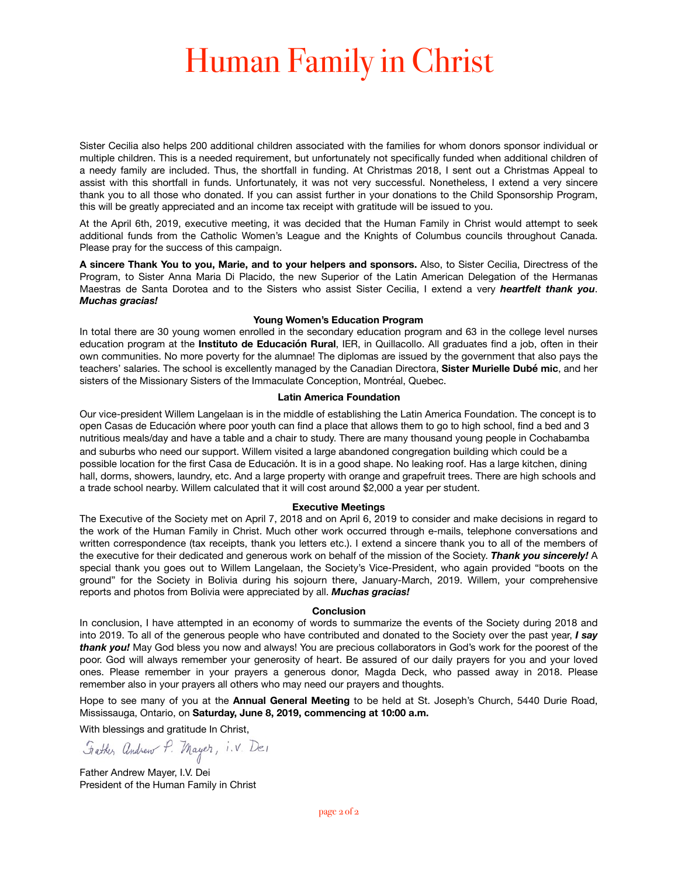# Human Family in Christ

Sister Cecilia also helps 200 additional children associated with the families for whom donors sponsor individual or multiple children. This is a needed requirement, but unfortunately not specifically funded when additional children of a needy family are included. Thus, the shortfall in funding. At Christmas 2018, I sent out a Christmas Appeal to assist with this shortfall in funds. Unfortunately, it was not very successful. Nonetheless, I extend a very sincere thank you to all those who donated. If you can assist further in your donations to the Child Sponsorship Program, this will be greatly appreciated and an income tax receipt with gratitude will be issued to you.

At the April 6th, 2019, executive meeting, it was decided that the Human Family in Christ would attempt to seek additional funds from the Catholic Women's League and the Knights of Columbus councils throughout Canada. Please pray for the success of this campaign.

**A sincere Thank You to you, Marie, and to your helpers and sponsors.** Also, to Sister Cecilia, Directress of the Program, to Sister Anna Maria Di Placido, the new Superior of the Latin American Delegation of the Hermanas Maestras de Santa Dorotea and to the Sisters who assist Sister Cecilia, I extend a very ***heartfelt thank you***. ***Muchas gracias!***

### Young Women's Education Program

In total there are 30 young women enrolled in the secondary education program and 63 in the college level nurses education program at the **Instituto de Educación Rural**, IER, in Quillacollo. All graduates find a job, often in their own communities. No more poverty for the alumnae! The diplomas are issued by the government that also pays the teachers' salaries. The school is excellently managed by the Canadian Directora, **Sister Murielle Dubé mic**, and her sisters of the Missionary Sisters of the Immaculate Conception, Montréal, Quebec.

### Latin America Foundation

Our vice-president Willem Langelaan is in the middle of establishing the Latin America Foundation. The concept is to open Casas de Educación where poor youth can find a place that allows them to go to high school, find a bed and 3 nutritious meals/day and have a table and a chair to study. There are many thousand young people in Cochabamba and suburbs who need our support. Willem visited a large abandoned congregation building which could be a possible location for the first Casa de Educación. It is in a good shape. No leaking roof. Has a large kitchen, dining hall, dorms, showers, laundry, etc. And a large property with orange and grapefruit trees. There are high schools and a trade school nearby. Willem calculated that it will cost around $2,000 a year per student.

### Executive Meetings

The Executive of the Society met on April 7, 2018 and on April 6, 2019 to consider and make decisions in regard to the work of the Human Family in Christ. Much other work occurred through e-mails, telephone conversations and written correspondence (tax receipts, thank you letters etc.). I extend a sincere thank you to all of the members of the executive for their dedicated and generous work on behalf of the mission of the Society. ***Thank you sincerely!*** A special thank you goes out to Willem Langelaan, the Society's Vice-President, who again provided "boots on the ground" for the Society in Bolivia during his sojourn there, January-March, 2019. Willem, your comprehensive reports and photos from Bolivia were appreciated by all. ***Muchas gracias!***

### Conclusion

In conclusion, I have attempted in an economy of words to summarize the events of the Society during 2018 and into 2019. To all of the generous people who have contributed and donated to the Society over the past year, ***I say thank you!*** May God bless you now and always! You are precious collaborators in God's work for the poorest of the poor. God will always remember your generosity of heart. Be assured of our daily prayers for you and your loved ones. Please remember in your prayers a generous donor, Magda Deck, who passed away in 2018. Please remember also in your prayers all others who may need our prayers and thoughts.

Hope to see many of you at the **Annual General Meeting** to be held at St. Joseph's Church, 5440 Durie Road, Mississauga, Ontario, on **Saturday, June 8, 2019, commencing at 10:00 a.m.**

With blessings and gratitude In Christ,

Father Andrew P. Mayer, i.v. Dei

Father Andrew Mayer, I.V. Dei
President of the Human Family in Christ